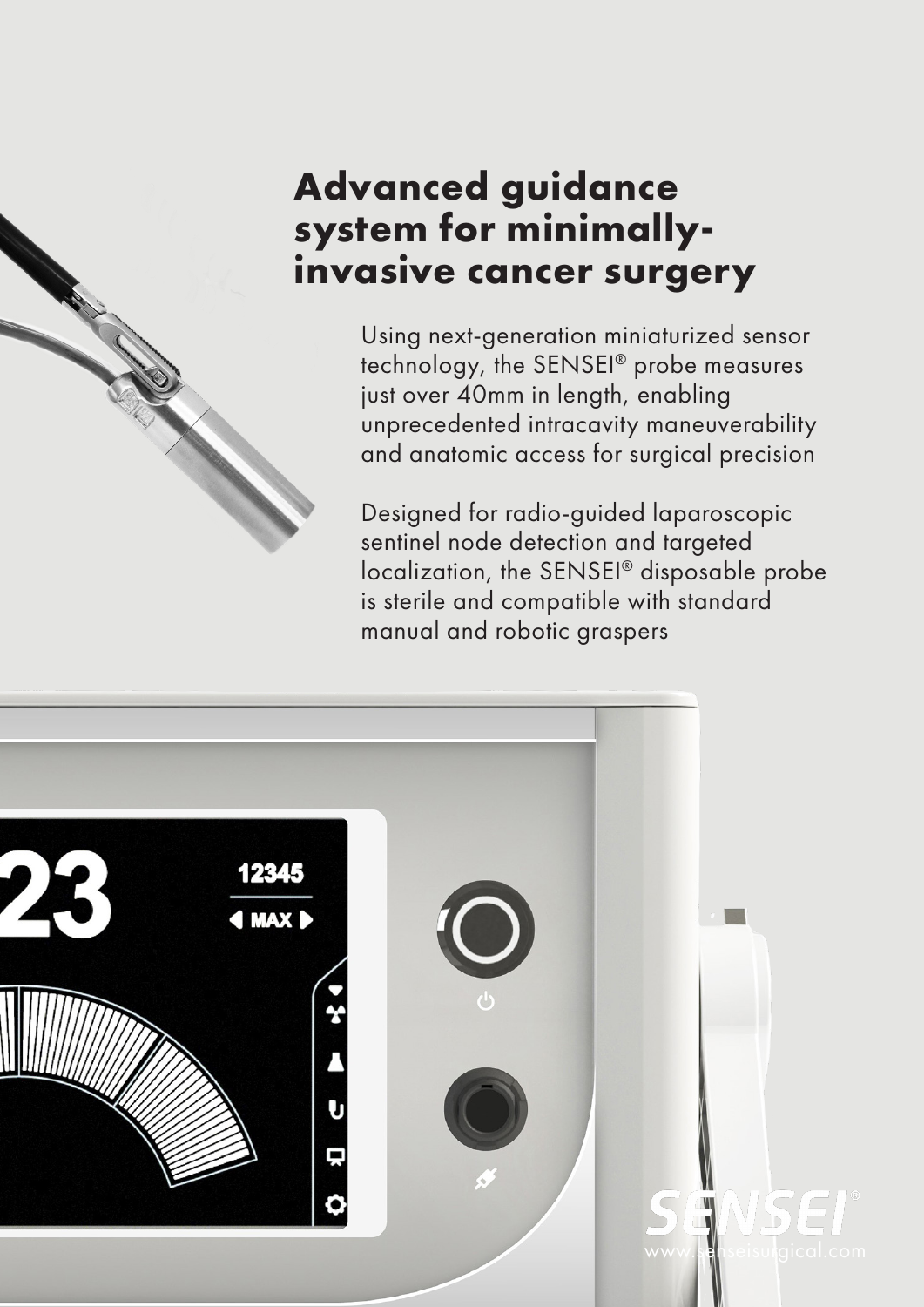# Advanced guidance system for minimally-invasive cancer surgery

Using next-generation miniaturized sensor technology, the SENSEI® probe measures just over 40mm in length, enabling unprecedented intracavity maneuverability and anatomic access for surgical precision

Designed for radio-guided laparoscopic sentinel node detection and targeted localization, the SENSEI® disposable probe is sterile and compatible with standard manual and robotic graspers

SENSEI®

www.senseisurgical.com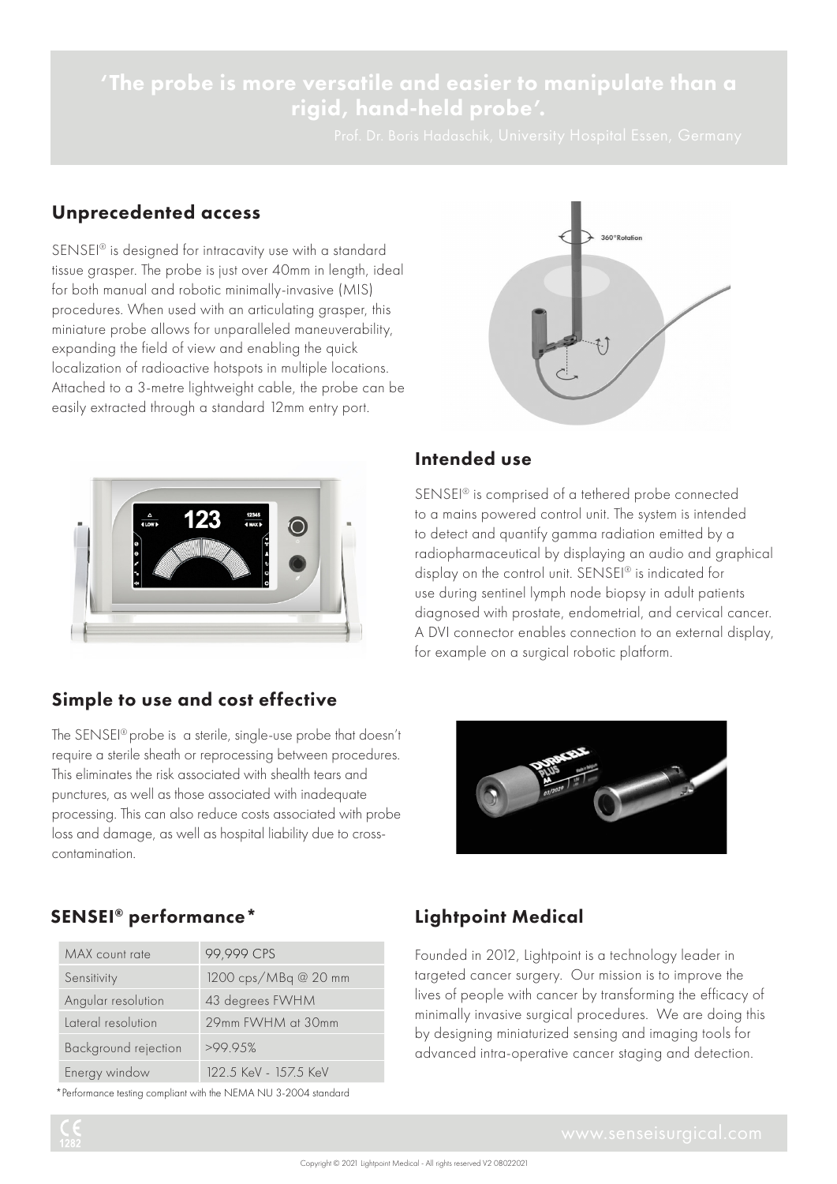**'The probe is more versatile and easier to manipulate than a rigid, hand-held probe'.**

Prof. Dr. Boris Hadaschik, University Hospital Essen, Germany

## Unprecedented access

SENSEI® is designed for intracavity use with a standard tissue grasper. The probe is just over 40mm in length, ideal for both manual and robotic minimally-invasive (MIS) procedures. When used with an articulating grasper, this miniature probe allows for unparalleled maneuverability, expanding the field of view and enabling the quick localization of radioactive hotspots in multiple locations. Attached to a 3-metre lightweight cable, the probe can be easily extracted through a standard 12mm entry port.

360°Rotation

## Intended use

SENSEI® is comprised of a tethered probe connected to a mains powered control unit. The system is intended to detect and quantify gamma radiation emitted by a radiopharmaceutical by displaying an audio and graphical display on the control unit. SENSEI® is indicated for use during sentinel lymph node biopsy in adult patients diagnosed with prostate, endometrial, and cervical cancer. A DVI connector enables connection to an external display, for example on a surgical robotic platform.

## Simple to use and cost effective

The SENSEI® probe is a sterile, single-use probe that doesn't require a sterile sheath or reprocessing between procedures. This eliminates the risk associated with shealth tears and punctures, as well as those associated with inadequate processing. This can also reduce costs associated with probe loss and damage, as well as hospital liability due to cross-contamination.

## SENSEI® performance*

| | |
|---|---|
| MAX count rate | 99,999 CPS |
| Sensitivity | 1200 cps/MBq @ 20 mm |
| Angular resolution | 43 degrees FWHM |
| Lateral resolution | 29mm FWHM at 30mm |
| Background rejection | >99.95% |
| Energy window | 122.5 KeV - 157.5 KeV |

*Performance testing compliant with the NEMA NU 3-2004 standard

## Lightpoint Medical

Founded in 2012, Lightpoint is a technology leader in targeted cancer surgery. Our mission is to improve the lives of people with cancer by transforming the efficacy of minimally invasive surgical procedures. We are doing this by designing miniaturized sensing and imaging tools for advanced intra-operative cancer staging and detection.

CE 1282

www.senseisurgical.com

Copyright © 2021 Lightpoint Medical - All rights reserved V2 08022021